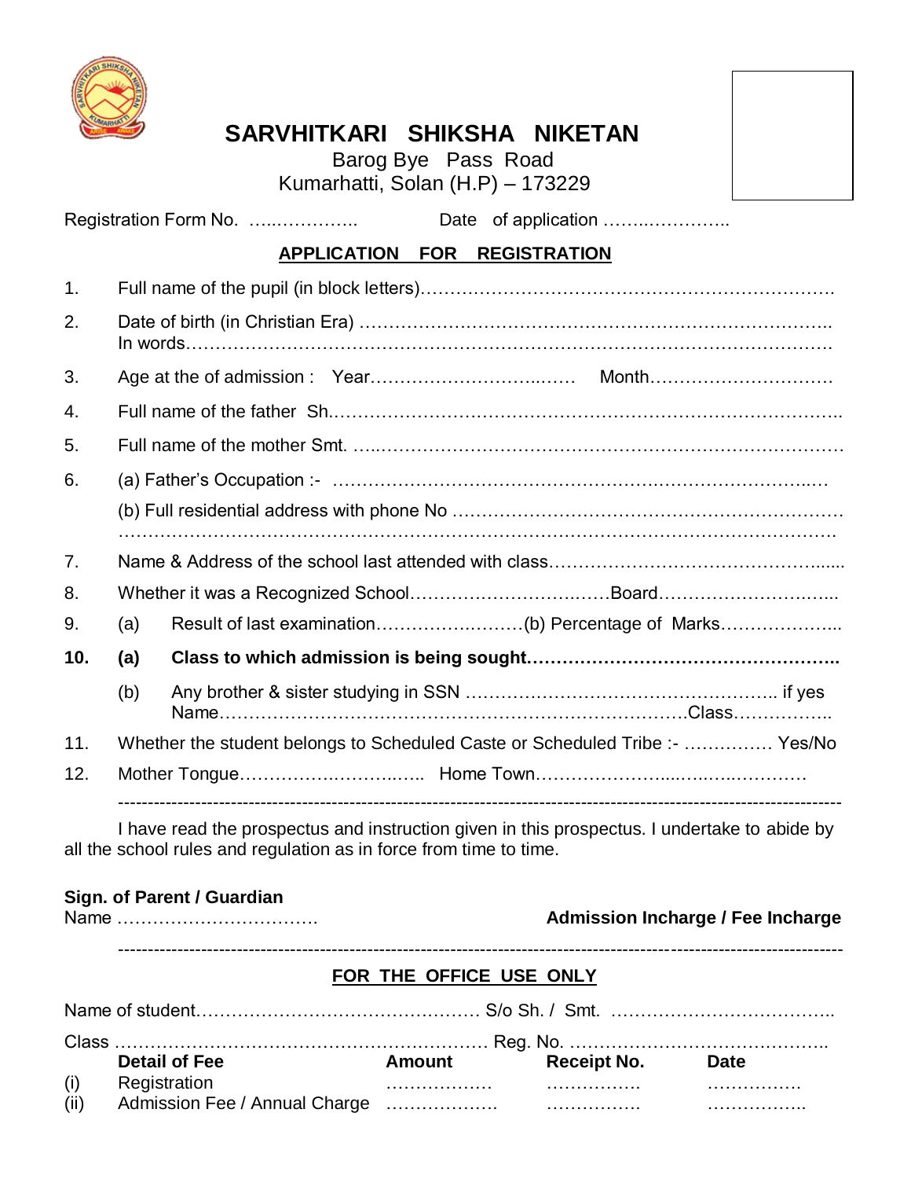# SARVHITKARI SHIKSHA NIKETAN

Barog Bye Pass Road
Kumarhatti, Solan (H.P) – 173229

Registration Form No. …..………….. Date of application ……..…………..

## APPLICATION FOR REGISTRATION

1. Full name of the pupil (in block letters)……………………………………………………………
2. Date of birth (in Christian Era) ……………………………………………………………………..
   In words…………………………………………………………………………………………..
3. Age at the of admission : Year…………………………..…… Month………………………….
4. Full name of the father Sh.………………………………………………………………………..
5. Full name of the mother Smt. …..……………………………………………………………………
6. (a) Father's Occupation :- …………………………………………………………………..…

   (b) Full residential address with phone No ………………………………………………………
   …………………………………………………………………………………………………………
7. Name & Address of the school last attended with class……………………………………......
8. Whether it was a Recognized School…………………………..……Board……………………..…
9. (a) Result of last examination………………..……(b) Percentage of Marks………………...

**10. (a) Class to which admission is being sought……………………………………………..**

   (b) Any brother & sister studying in SSN …………………………………………….. if yes
   Name……………………………………………………………………Class……………..

11. Whether the student belongs to Scheduled Caste or Scheduled Tribe :- …………… Yes/No
12. Mother Tongue…………….………..….. Home Town…………………...…..…..…………

---

I have read the prospectus and instruction given in this prospectus. I undertake to abide by all the school rules and regulation as in force from time to time.

**Sign. of Parent / Guardian**
Name …………………………… **Admission Incharge / Fee Incharge**

---

## FOR THE OFFICE USE ONLY

Name of student………………………………………… S/o Sh. / Smt. ………………………………..

Class ……………………………………………………… Reg. No. ……………………………………..

| | Detail of Fee | Amount | Receipt No. | Date |
|---|---|---|---|---|
| (i) | Registration | ……………… | ……………. | ……………. |
| (ii) | Admission Fee / Annual Charge | ………………. | ……………. | …………….. |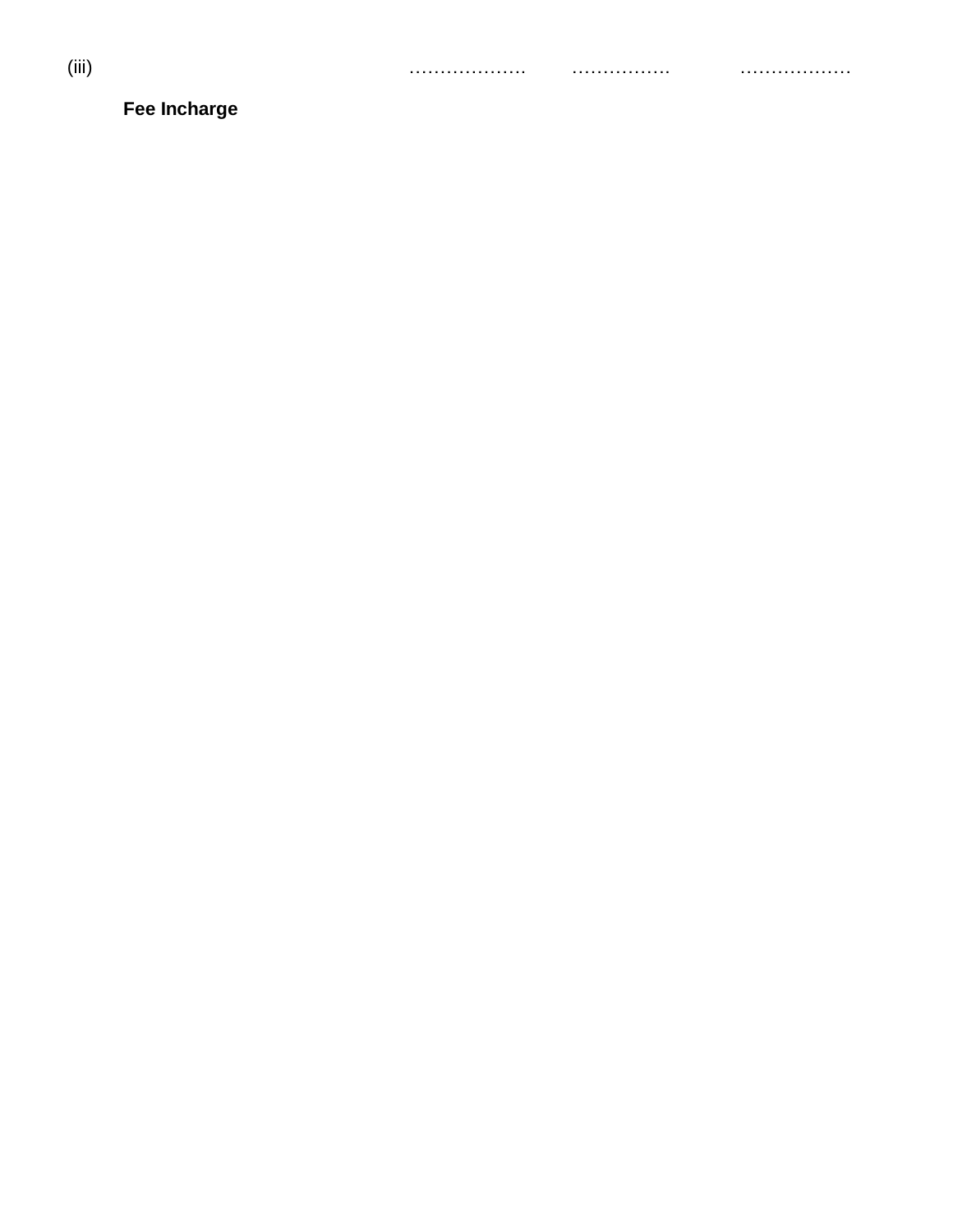(iii) ………………. ……………. ……………….

**Fee Incharge**